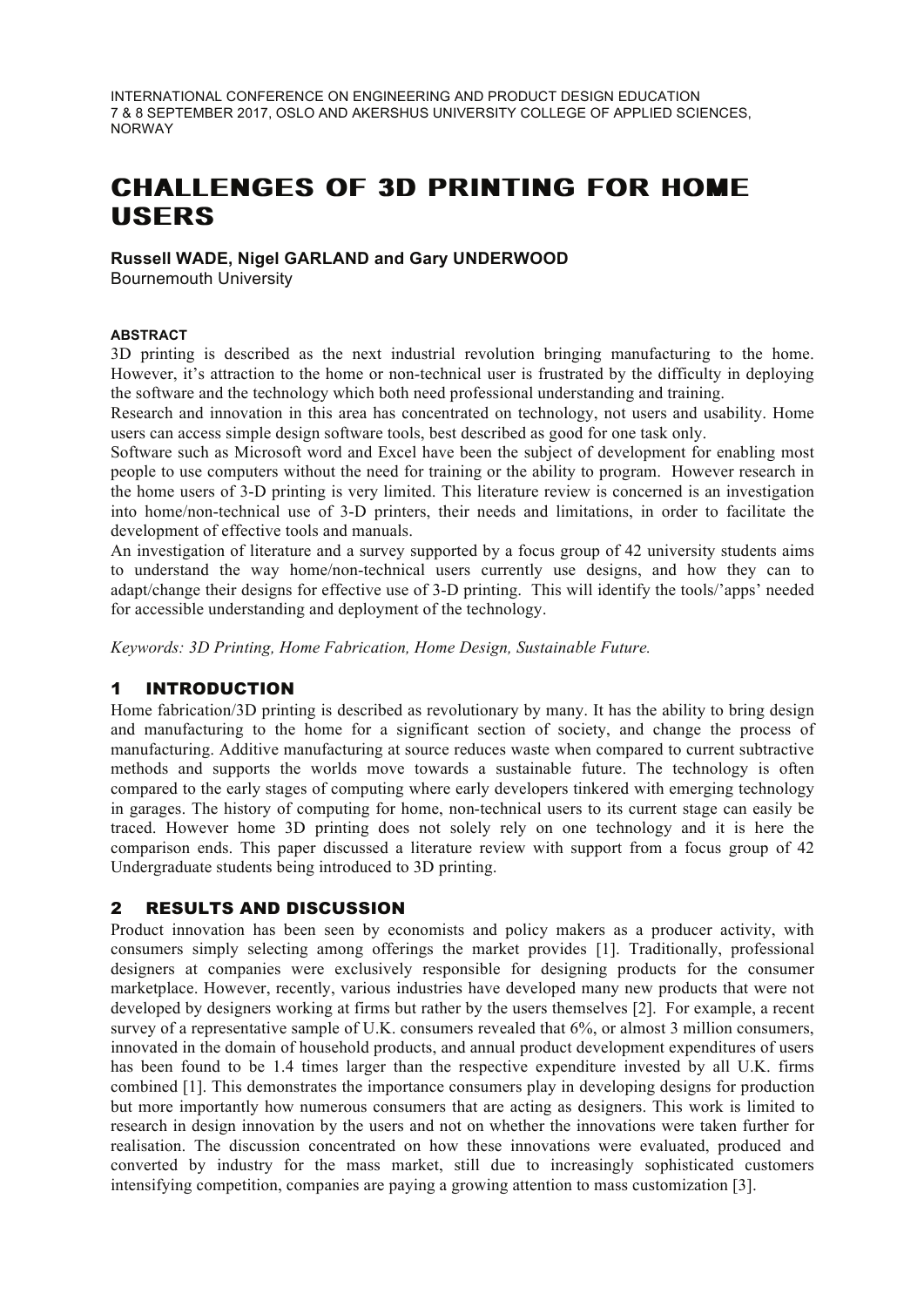INTERNATIONAL CONFERENCE ON ENGINEERING AND PRODUCT DESIGN EDUCATION
7 & 8 SEPTEMBER 2017, OSLO AND AKERSHUS UNIVERSITY COLLEGE OF APPLIED SCIENCES, NORWAY

# CHALLENGES OF 3D PRINTING FOR HOME USERS

**Russell WADE, Nigel GARLAND and Gary UNDERWOOD**
Bournemouth University

#### ABSTRACT

3D printing is described as the next industrial revolution bringing manufacturing to the home. However, it's attraction to the home or non-technical user is frustrated by the difficulty in deploying the software and the technology which both need professional understanding and training.

Research and innovation in this area has concentrated on technology, not users and usability. Home users can access simple design software tools, best described as good for one task only.

Software such as Microsoft word and Excel have been the subject of development for enabling most people to use computers without the need for training or the ability to program. However research in the home users of 3-D printing is very limited. This literature review is concerned is an investigation into home/non-technical use of 3-D printers, their needs and limitations, in order to facilitate the development of effective tools and manuals.

An investigation of literature and a survey supported by a focus group of 42 university students aims to understand the way home/non-technical users currently use designs, and how they can to adapt/change their designs for effective use of 3-D printing. This will identify the tools/'apps' needed for accessible understanding and deployment of the technology.

*Keywords: 3D Printing, Home Fabrication, Home Design, Sustainable Future.*

## 1 INTRODUCTION

Home fabrication/3D printing is described as revolutionary by many. It has the ability to bring design and manufacturing to the home for a significant section of society, and change the process of manufacturing. Additive manufacturing at source reduces waste when compared to current subtractive methods and supports the worlds move towards a sustainable future. The technology is often compared to the early stages of computing where early developers tinkered with emerging technology in garages. The history of computing for home, non-technical users to its current stage can easily be traced. However home 3D printing does not solely rely on one technology and it is here the comparison ends. This paper discussed a literature review with support from a focus group of 42 Undergraduate students being introduced to 3D printing.

## 2 RESULTS AND DISCUSSION

Product innovation has been seen by economists and policy makers as a producer activity, with consumers simply selecting among offerings the market provides [1]. Traditionally, professional designers at companies were exclusively responsible for designing products for the consumer marketplace. However, recently, various industries have developed many new products that were not developed by designers working at firms but rather by the users themselves [2]. For example, a recent survey of a representative sample of U.K. consumers revealed that 6%, or almost 3 million consumers, innovated in the domain of household products, and annual product development expenditures of users has been found to be 1.4 times larger than the respective expenditure invested by all U.K. firms combined [1]. This demonstrates the importance consumers play in developing designs for production but more importantly how numerous consumers that are acting as designers. This work is limited to research in design innovation by the users and not on whether the innovations were taken further for realisation. The discussion concentrated on how these innovations were evaluated, produced and converted by industry for the mass market, still due to increasingly sophisticated customers intensifying competition, companies are paying a growing attention to mass customization [3].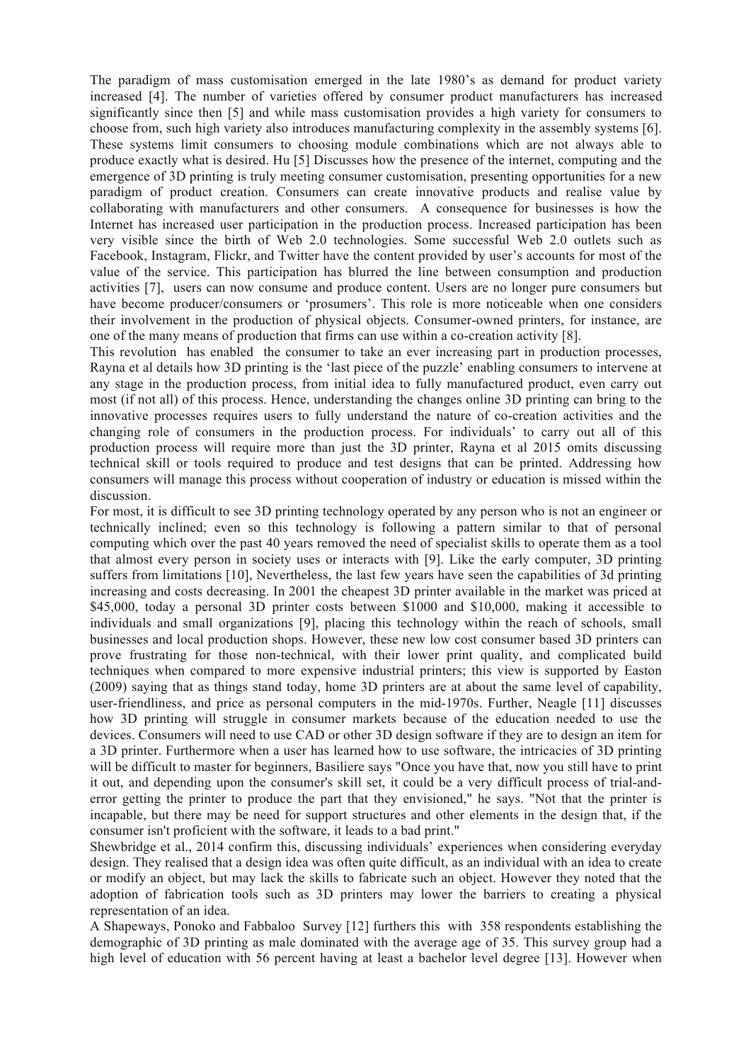The paradigm of mass customisation emerged in the late 1980's as demand for product variety increased [4]. The number of varieties offered by consumer product manufacturers has increased significantly since then [5] and while mass customisation provides a high variety for consumers to choose from, such high variety also introduces manufacturing complexity in the assembly systems [6]. These systems limit consumers to choosing module combinations which are not always able to produce exactly what is desired. Hu [5] Discusses how the presence of the internet, computing and the emergence of 3D printing is truly meeting consumer customisation, presenting opportunities for a new paradigm of product creation. Consumers can create innovative products and realise value by collaborating with manufacturers and other consumers. A consequence for businesses is how the Internet has increased user participation in the production process. Increased participation has been very visible since the birth of Web 2.0 technologies. Some successful Web 2.0 outlets such as Facebook, Instagram, Flickr, and Twitter have the content provided by user's accounts for most of the value of the service. This participation has blurred the line between consumption and production activities [7], users can now consume and produce content. Users are no longer pure consumers but have become producer/consumers or 'prosumers'. This role is more noticeable when one considers their involvement in the production of physical objects. Consumer-owned printers, for instance, are one of the many means of production that firms can use within a co-creation activity [8].

This revolution has enabled the consumer to take an ever increasing part in production processes, Rayna et al details how 3D printing is the 'last piece of the puzzle' enabling consumers to intervene at any stage in the production process, from initial idea to fully manufactured product, even carry out most (if not all) of this process. Hence, understanding the changes online 3D printing can bring to the innovative processes requires users to fully understand the nature of co-creation activities and the changing role of consumers in the production process. For individuals' to carry out all of this production process will require more than just the 3D printer, Rayna et al 2015 omits discussing technical skill or tools required to produce and test designs that can be printed. Addressing how consumers will manage this process without cooperation of industry or education is missed within the discussion.

For most, it is difficult to see 3D printing technology operated by any person who is not an engineer or technically inclined; even so this technology is following a pattern similar to that of personal computing which over the past 40 years removed the need of specialist skills to operate them as a tool that almost every person in society uses or interacts with [9]. Like the early computer, 3D printing suffers from limitations [10], Nevertheless, the last few years have seen the capabilities of 3d printing increasing and costs decreasing. In 2001 the cheapest 3D printer available in the market was priced at \$45,000, today a personal 3D printer costs between \$1000 and \$10,000, making it accessible to individuals and small organizations [9], placing this technology within the reach of schools, small businesses and local production shops. However, these new low cost consumer based 3D printers can prove frustrating for those non-technical, with their lower print quality, and complicated build techniques when compared to more expensive industrial printers; this view is supported by Easton (2009) saying that as things stand today, home 3D printers are at about the same level of capability, user-friendliness, and price as personal computers in the mid-1970s. Further, Neagle [11] discusses how 3D printing will struggle in consumer markets because of the education needed to use the devices. Consumers will need to use CAD or other 3D design software if they are to design an item for a 3D printer. Furthermore when a user has learned how to use software, the intricacies of 3D printing will be difficult to master for beginners, Basiliere says "Once you have that, now you still have to print it out, and depending upon the consumer's skill set, it could be a very difficult process of trial-and-error getting the printer to produce the part that they envisioned," he says. "Not that the printer is incapable, but there may be need for support structures and other elements in the design that, if the consumer isn't proficient with the software, it leads to a bad print."

Shewbridge et al., 2014 confirm this, discussing individuals' experiences when considering everyday design. They realised that a design idea was often quite difficult, as an individual with an idea to create or modify an object, but may lack the skills to fabricate such an object. However they noted that the adoption of fabrication tools such as 3D printers may lower the barriers to creating a physical representation of an idea.

A Shapeways, Ponoko and Fabbaloo Survey [12] furthers this with 358 respondents establishing the demographic of 3D printing as male dominated with the average age of 35. This survey group had a high level of education with 56 percent having at least a bachelor level degree [13]. However when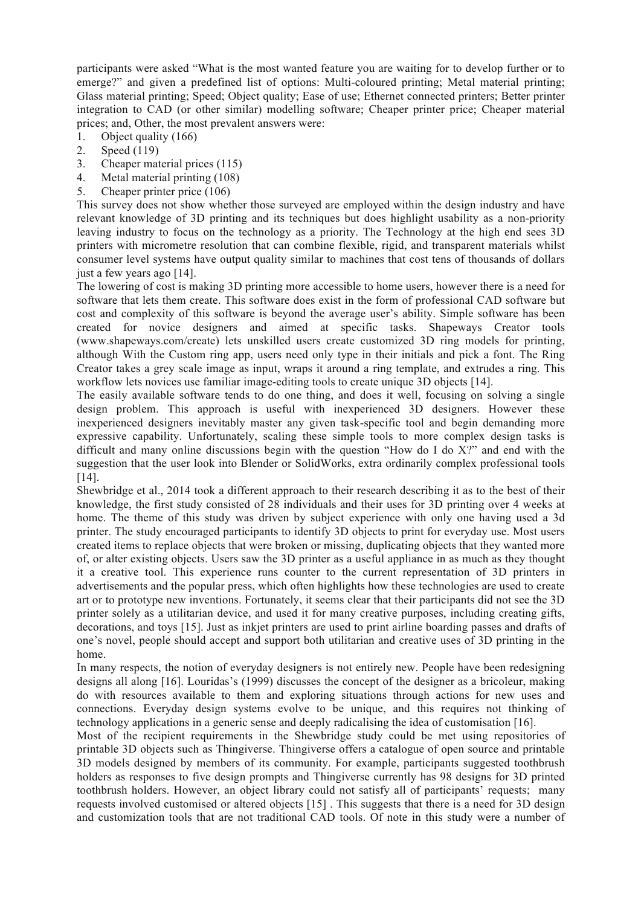participants were asked "What is the most wanted feature you are waiting for to develop further or to emerge?" and given a predefined list of options: Multi-coloured printing; Metal material printing; Glass material printing; Speed; Object quality; Ease of use; Ethernet connected printers; Better printer integration to CAD (or other similar) modelling software; Cheaper printer price; Cheaper material prices; and, Other, the most prevalent answers were:

1. Object quality (166)
2. Speed (119)
3. Cheaper material prices (115)
4. Metal material printing (108)
5. Cheaper printer price (106)

This survey does not show whether those surveyed are employed within the design industry and have relevant knowledge of 3D printing and its techniques but does highlight usability as a non-priority leaving industry to focus on the technology as a priority. The Technology at the high end sees 3D printers with micrometre resolution that can combine flexible, rigid, and transparent materials whilst consumer level systems have output quality similar to machines that cost tens of thousands of dollars just a few years ago [14].

The lowering of cost is making 3D printing more accessible to home users, however there is a need for software that lets them create. This software does exist in the form of professional CAD software but cost and complexity of this software is beyond the average user's ability. Simple software has been created for novice designers and aimed at specific tasks. Shapeways Creator tools (www.shapeways.com/create) lets unskilled users create customized 3D ring models for printing, although With the Custom ring app, users need only type in their initials and pick a font. The Ring Creator takes a grey scale image as input, wraps it around a ring template, and extrudes a ring. This workflow lets novices use familiar image-editing tools to create unique 3D objects [14].

The easily available software tends to do one thing, and does it well, focusing on solving a single design problem. This approach is useful with inexperienced 3D designers. However these inexperienced designers inevitably master any given task-specific tool and begin demanding more expressive capability. Unfortunately, scaling these simple tools to more complex design tasks is difficult and many online discussions begin with the question "How do I do X?" and end with the suggestion that the user look into Blender or SolidWorks, extra ordinarily complex professional tools [14].

Shewbridge et al., 2014 took a different approach to their research describing it as to the best of their knowledge, the first study consisted of 28 individuals and their uses for 3D printing over 4 weeks at home. The theme of this study was driven by subject experience with only one having used a 3d printer. The study encouraged participants to identify 3D objects to print for everyday use. Most users created items to replace objects that were broken or missing, duplicating objects that they wanted more of, or alter existing objects. Users saw the 3D printer as a useful appliance in as much as they thought it a creative tool. This experience runs counter to the current representation of 3D printers in advertisements and the popular press, which often highlights how these technologies are used to create art or to prototype new inventions. Fortunately, it seems clear that their participants did not see the 3D printer solely as a utilitarian device, and used it for many creative purposes, including creating gifts, decorations, and toys [15]. Just as inkjet printers are used to print airline boarding passes and drafts of one's novel, people should accept and support both utilitarian and creative uses of 3D printing in the home.

In many respects, the notion of everyday designers is not entirely new. People have been redesigning designs all along [16]. Louridas's (1999) discusses the concept of the designer as a bricoleur, making do with resources available to them and exploring situations through actions for new uses and connections. Everyday design systems evolve to be unique, and this requires not thinking of technology applications in a generic sense and deeply radicalising the idea of customisation [16].

Most of the recipient requirements in the Shewbridge study could be met using repositories of printable 3D objects such as Thingiverse. Thingiverse offers a catalogue of open source and printable 3D models designed by members of its community. For example, participants suggested toothbrush holders as responses to five design prompts and Thingiverse currently has 98 designs for 3D printed toothbrush holders. However, an object library could not satisfy all of participants' requests; many requests involved customised or altered objects [15] . This suggests that there is a need for 3D design and customization tools that are not traditional CAD tools. Of note in this study were a number of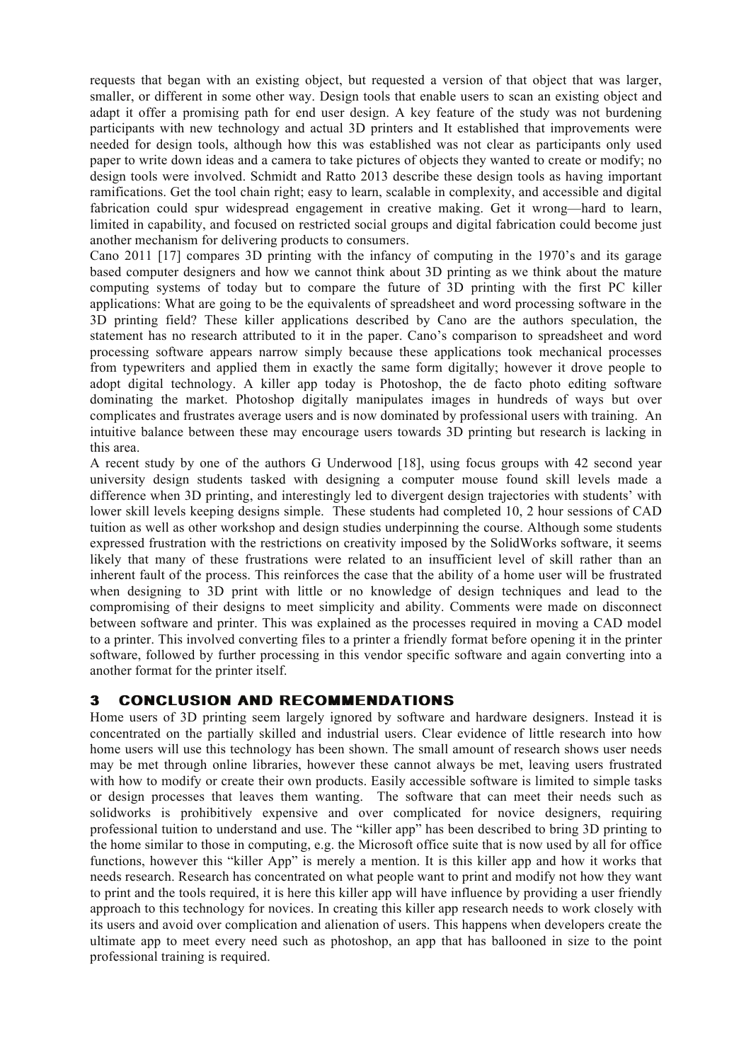requests that began with an existing object, but requested a version of that object that was larger, smaller, or different in some other way. Design tools that enable users to scan an existing object and adapt it offer a promising path for end user design. A key feature of the study was not burdening participants with new technology and actual 3D printers and It established that improvements were needed for design tools, although how this was established was not clear as participants only used paper to write down ideas and a camera to take pictures of objects they wanted to create or modify; no design tools were involved. Schmidt and Ratto 2013 describe these design tools as having important ramifications. Get the tool chain right; easy to learn, scalable in complexity, and accessible and digital fabrication could spur widespread engagement in creative making. Get it wrong—hard to learn, limited in capability, and focused on restricted social groups and digital fabrication could become just another mechanism for delivering products to consumers.

Cano 2011 [17] compares 3D printing with the infancy of computing in the 1970's and its garage based computer designers and how we cannot think about 3D printing as we think about the mature computing systems of today but to compare the future of 3D printing with the first PC killer applications: What are going to be the equivalents of spreadsheet and word processing software in the 3D printing field? These killer applications described by Cano are the authors speculation, the statement has no research attributed to it in the paper. Cano's comparison to spreadsheet and word processing software appears narrow simply because these applications took mechanical processes from typewriters and applied them in exactly the same form digitally; however it drove people to adopt digital technology. A killer app today is Photoshop, the de facto photo editing software dominating the market. Photoshop digitally manipulates images in hundreds of ways but over complicates and frustrates average users and is now dominated by professional users with training. An intuitive balance between these may encourage users towards 3D printing but research is lacking in this area.

A recent study by one of the authors G Underwood [18], using focus groups with 42 second year university design students tasked with designing a computer mouse found skill levels made a difference when 3D printing, and interestingly led to divergent design trajectories with students' with lower skill levels keeping designs simple. These students had completed 10, 2 hour sessions of CAD tuition as well as other workshop and design studies underpinning the course. Although some students expressed frustration with the restrictions on creativity imposed by the SolidWorks software, it seems likely that many of these frustrations were related to an insufficient level of skill rather than an inherent fault of the process. This reinforces the case that the ability of a home user will be frustrated when designing to 3D print with little or no knowledge of design techniques and lead to the compromising of their designs to meet simplicity and ability. Comments were made on disconnect between software and printer. This was explained as the processes required in moving a CAD model to a printer. This involved converting files to a printer a friendly format before opening it in the printer software, followed by further processing in this vendor specific software and again converting into a another format for the printer itself.

## 3 CONCLUSION AND RECOMMENDATIONS

Home users of 3D printing seem largely ignored by software and hardware designers. Instead it is concentrated on the partially skilled and industrial users. Clear evidence of little research into how home users will use this technology has been shown. The small amount of research shows user needs may be met through online libraries, however these cannot always be met, leaving users frustrated with how to modify or create their own products. Easily accessible software is limited to simple tasks or design processes that leaves them wanting. The software that can meet their needs such as solidworks is prohibitively expensive and over complicated for novice designers, requiring professional tuition to understand and use. The "killer app" has been described to bring 3D printing to the home similar to those in computing, e.g. the Microsoft office suite that is now used by all for office functions, however this "killer App" is merely a mention. It is this killer app and how it works that needs research. Research has concentrated on what people want to print and modify not how they want to print and the tools required, it is here this killer app will have influence by providing a user friendly approach to this technology for novices. In creating this killer app research needs to work closely with its users and avoid over complication and alienation of users. This happens when developers create the ultimate app to meet every need such as photoshop, an app that has ballooned in size to the point professional training is required.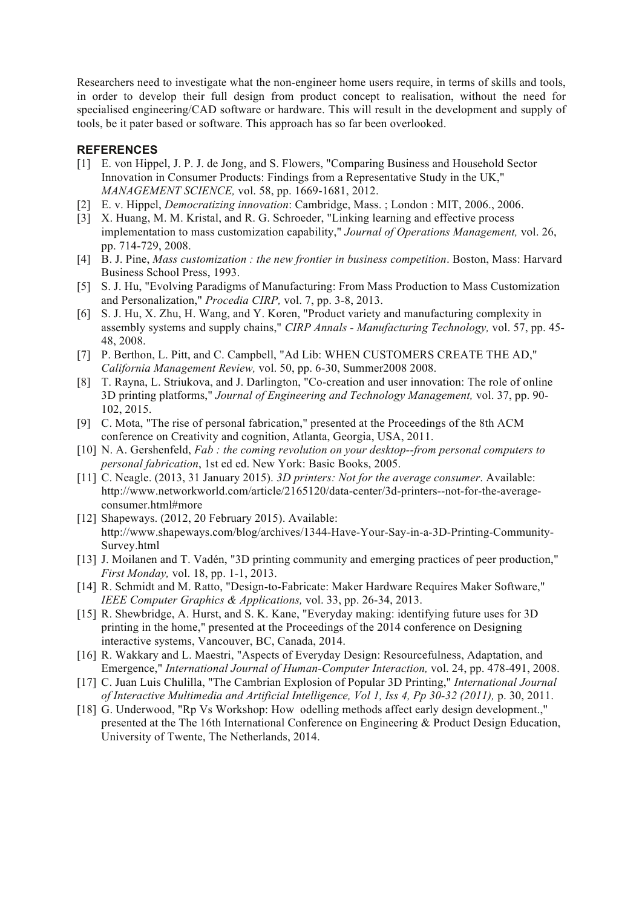Researchers need to investigate what the non-engineer home users require, in terms of skills and tools, in order to develop their full design from product concept to realisation, without the need for specialised engineering/CAD software or hardware. This will result in the development and supply of tools, be it pater based or software. This approach has so far been overlooked.

## REFERENCES

[1] E. von Hippel, J. P. J. de Jong, and S. Flowers, "Comparing Business and Household Sector Innovation in Consumer Products: Findings from a Representative Study in the UK," *MANAGEMENT SCIENCE,* vol. 58, pp. 1669-1681, 2012.

[2] E. v. Hippel, *Democratizing innovation*: Cambridge, Mass. ; London : MIT, 2006., 2006.

[3] X. Huang, M. M. Kristal, and R. G. Schroeder, "Linking learning and effective process implementation to mass customization capability," *Journal of Operations Management,* vol. 26, pp. 714-729, 2008.

[4] B. J. Pine, *Mass customization : the new frontier in business competition*. Boston, Mass: Harvard Business School Press, 1993.

[5] S. J. Hu, "Evolving Paradigms of Manufacturing: From Mass Production to Mass Customization and Personalization," *Procedia CIRP,* vol. 7, pp. 3-8, 2013.

[6] S. J. Hu, X. Zhu, H. Wang, and Y. Koren, "Product variety and manufacturing complexity in assembly systems and supply chains," *CIRP Annals - Manufacturing Technology,* vol. 57, pp. 45-48, 2008.

[7] P. Berthon, L. Pitt, and C. Campbell, "Ad Lib: WHEN CUSTOMERS CREATE THE AD," *California Management Review,* vol. 50, pp. 6-30, Summer2008 2008.

[8] T. Rayna, L. Striukova, and J. Darlington, "Co-creation and user innovation: The role of online 3D printing platforms," *Journal of Engineering and Technology Management,* vol. 37, pp. 90-102, 2015.

[9] C. Mota, "The rise of personal fabrication," presented at the Proceedings of the 8th ACM conference on Creativity and cognition, Atlanta, Georgia, USA, 2011.

[10] N. A. Gershenfeld, *Fab : the coming revolution on your desktop--from personal computers to personal fabrication*, 1st ed ed. New York: Basic Books, 2005.

[11] C. Neagle. (2013, 31 January 2015). *3D printers: Not for the average consumer*. Available: http://www.networkworld.com/article/2165120/data-center/3d-printers--not-for-the-average-consumer.html#more

[12] Shapeways. (2012, 20 February 2015). Available: http://www.shapeways.com/blog/archives/1344-Have-Your-Say-in-a-3D-Printing-Community-Survey.html

[13] J. Moilanen and T. Vadén, "3D printing community and emerging practices of peer production," *First Monday,* vol. 18, pp. 1-1, 2013.

[14] R. Schmidt and M. Ratto, "Design-to-Fabricate: Maker Hardware Requires Maker Software," *IEEE Computer Graphics & Applications,* vol. 33, pp. 26-34, 2013.

[15] R. Shewbridge, A. Hurst, and S. K. Kane, "Everyday making: identifying future uses for 3D printing in the home," presented at the Proceedings of the 2014 conference on Designing interactive systems, Vancouver, BC, Canada, 2014.

[16] R. Wakkary and L. Maestri, "Aspects of Everyday Design: Resourcefulness, Adaptation, and Emergence," *International Journal of Human-Computer Interaction,* vol. 24, pp. 478-491, 2008.

[17] C. Juan Luis Chulilla, "The Cambrian Explosion of Popular 3D Printing," *International Journal of Interactive Multimedia and Artificial Intelligence, Vol 1, Iss 4, Pp 30-32 (2011),* p. 30, 2011.

[18] G. Underwood, "Rp Vs Workshop: How odelling methods affect early design development.," presented at the The 16th International Conference on Engineering & Product Design Education, University of Twente, The Netherlands, 2014.